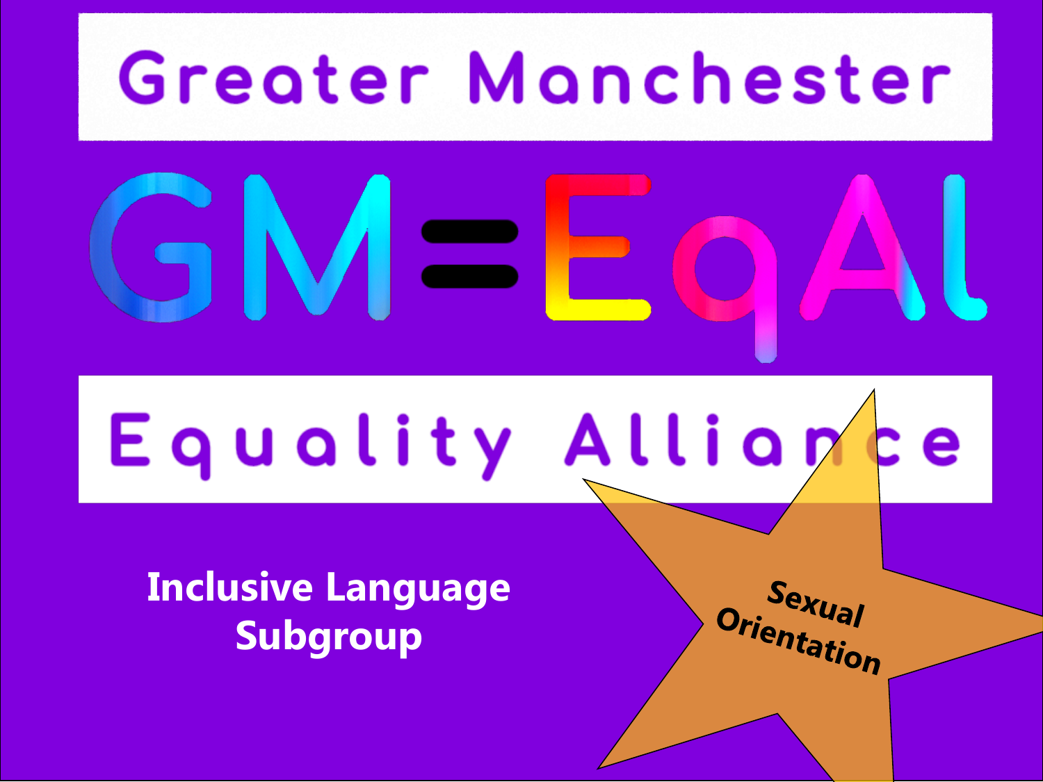# Greater Manchester

# GM=EqAl

## Equality Alliance

**Inclusive Language Subgroup**

**Sexual Orientation**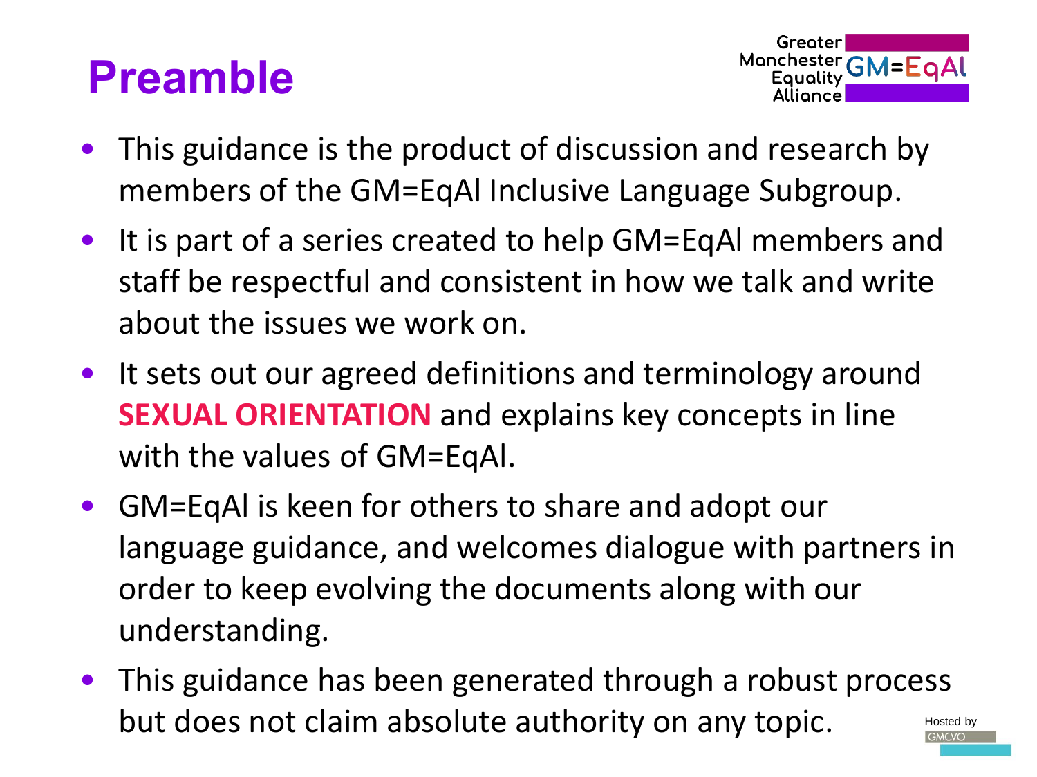# Preamble

- This guidance is the product of discussion and research by members of the GM=EqAl Inclusive Language Subgroup.
- It is part of a series created to help GM=EqAl members and staff be respectful and consistent in how we talk and write about the issues we work on.
- It sets out our agreed definitions and terminology around **SEXUAL ORIENTATION** and explains key concepts in line with the values of GM=EqAl.
- GM=EqAl is keen for others to share and adopt our language guidance, and welcomes dialogue with partners in order to keep evolving the documents along with our understanding.
- This guidance has been generated through a robust process but does not claim absolute authority on any topic.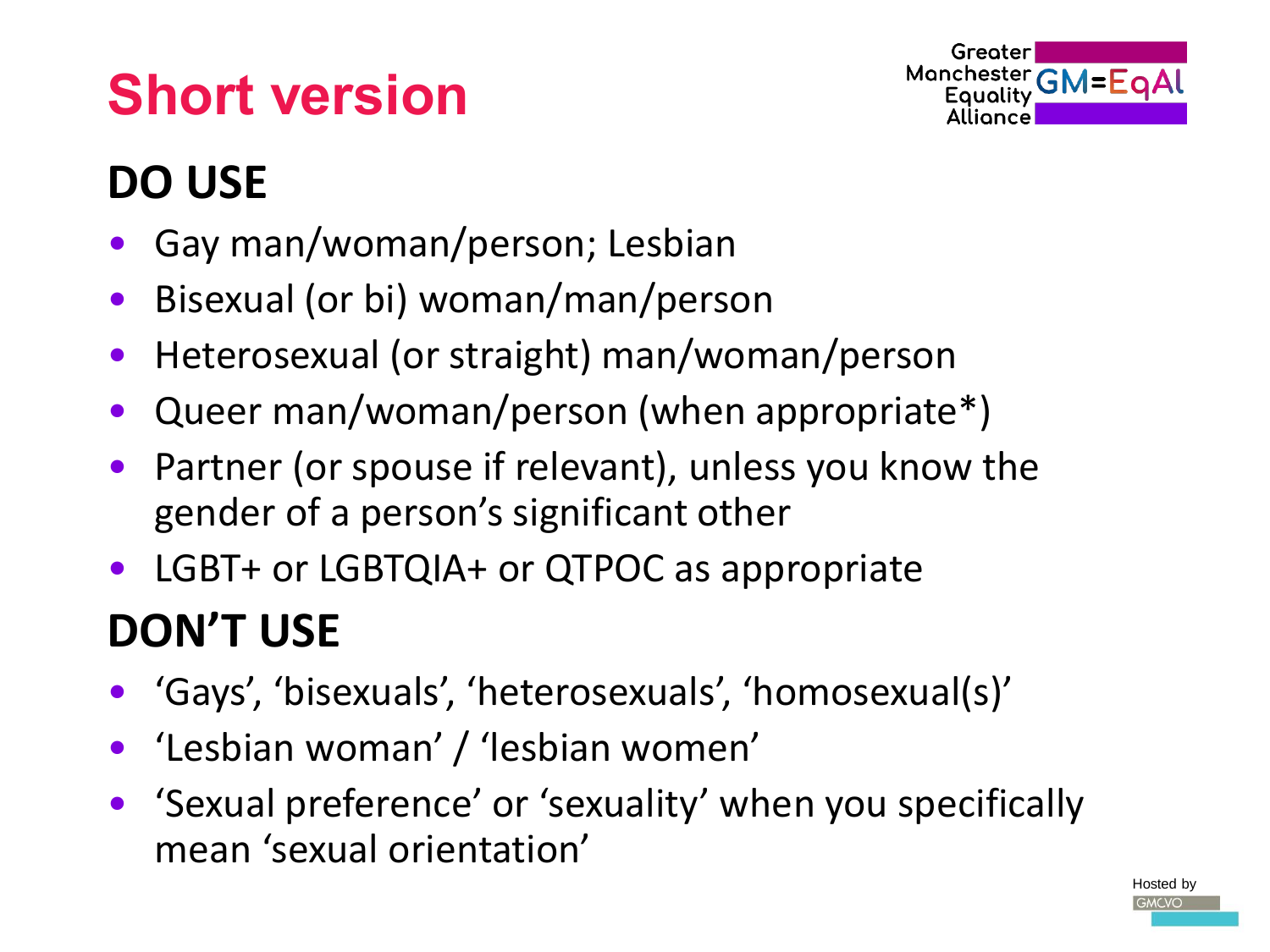# Short version

## DO USE

- Gay man/woman/person; Lesbian
- Bisexual (or bi) woman/man/person
- Heterosexual (or straight) man/woman/person
- Queer man/woman/person (when appropriate*)
- Partner (or spouse if relevant), unless you know the gender of a person's significant other
- LGBT+ or LGBTQIA+ or QTPOC as appropriate

## DON'T USE

- 'Gays', 'bisexuals', 'heterosexuals', 'homosexual(s)'
- 'Lesbian woman' / 'lesbian women'
- 'Sexual preference' or 'sexuality' when you specifically mean 'sexual orientation'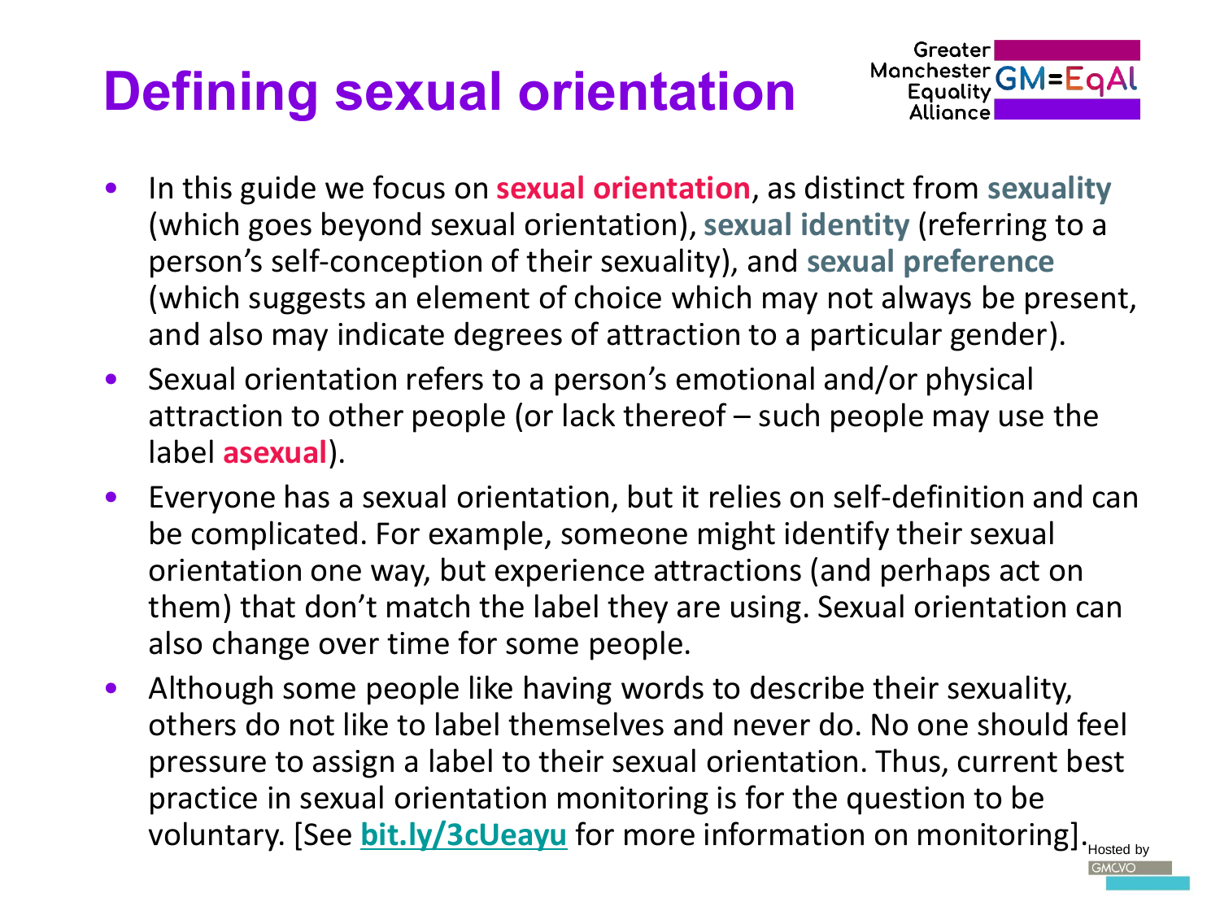# Defining sexual orientation

- In this guide we focus on **sexual orientation**, as distinct from **sexuality** (which goes beyond sexual orientation), **sexual identity** (referring to a person's self-conception of their sexuality), and **sexual preference** (which suggests an element of choice which may not always be present, and also may indicate degrees of attraction to a particular gender).
- Sexual orientation refers to a person's emotional and/or physical attraction to other people (or lack thereof – such people may use the label **asexual**).
- Everyone has a sexual orientation, but it relies on self-definition and can be complicated. For example, someone might identify their sexual orientation one way, but experience attractions (and perhaps act on them) that don't match the label they are using. Sexual orientation can also change over time for some people.
- Although some people like having words to describe their sexuality, others do not like to label themselves and never do. No one should feel pressure to assign a label to their sexual orientation. Thus, current best practice in sexual orientation monitoring is for the question to be voluntary. [See **bit.ly/3cUeayu** for more information on monitoring].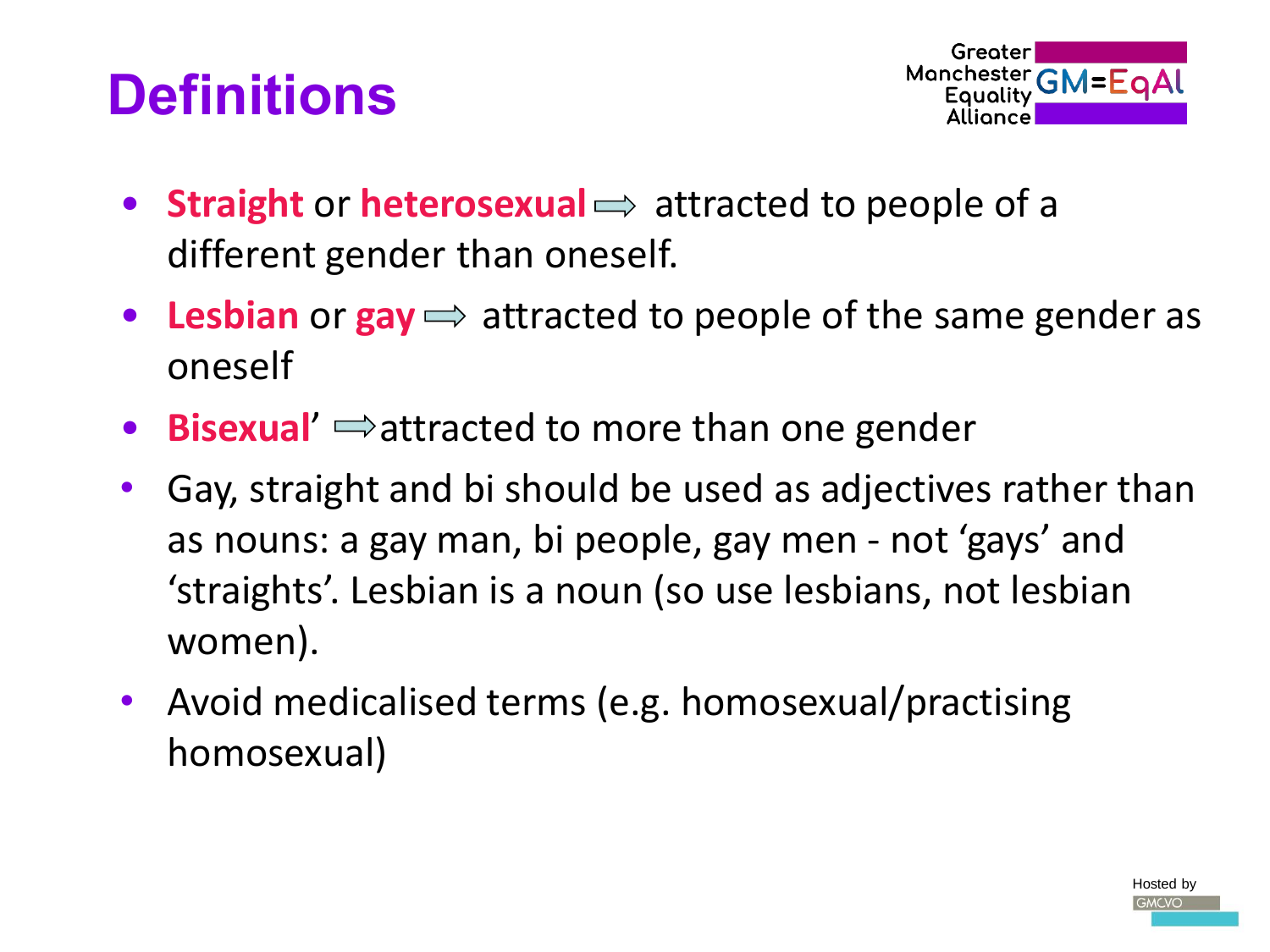# Definitions

- **Straight** or **heterosexual** ⇨ attracted to people of a different gender than oneself.
- **Lesbian** or **gay** ⇨ attracted to people of the same gender as oneself
- **Bisexual**' ⇨attracted to more than one gender
- Gay, straight and bi should be used as adjectives rather than as nouns: a gay man, bi people, gay men - not 'gays' and 'straights'. Lesbian is a noun (so use lesbians, not lesbian women).
- Avoid medicalised terms (e.g. homosexual/practising homosexual)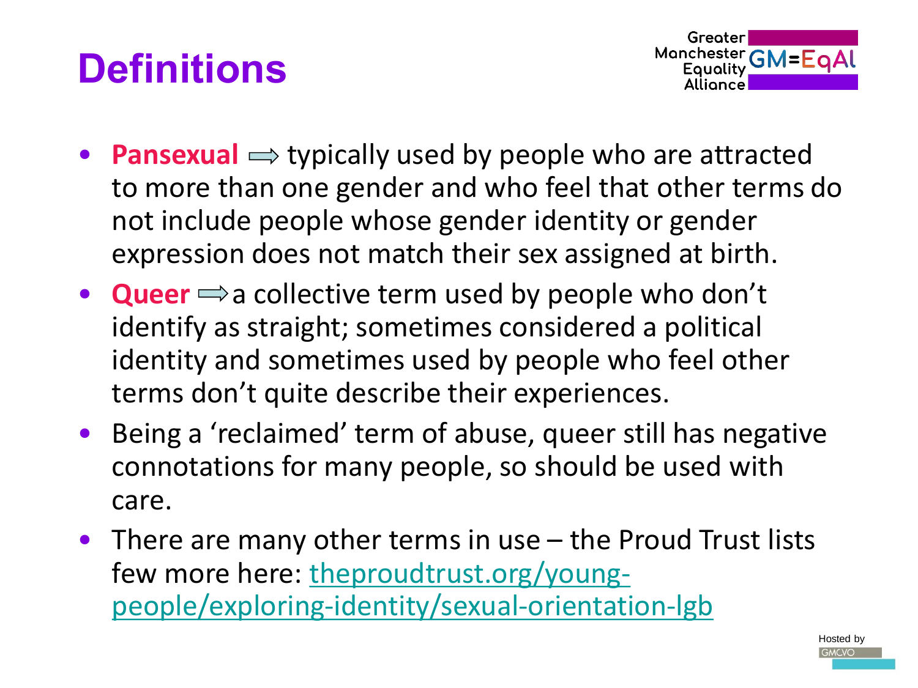# Definitions

- **Pansexual** ⇨ typically used by people who are attracted to more than one gender and who feel that other terms do not include people whose gender identity or gender expression does not match their sex assigned at birth.
- **Queer** ⇨ a collective term used by people who don't identify as straight; sometimes considered a political identity and sometimes used by people who feel other terms don't quite describe their experiences.
- Being a 'reclaimed' term of abuse, queer still has negative connotations for many people, so should be used with care.
- There are many other terms in use – the Proud Trust lists few more here: [theproudtrust.org/young-people/exploring-identity/sexual-orientation-lgb](theproudtrust.org/young-people/exploring-identity/sexual-orientation-lgb)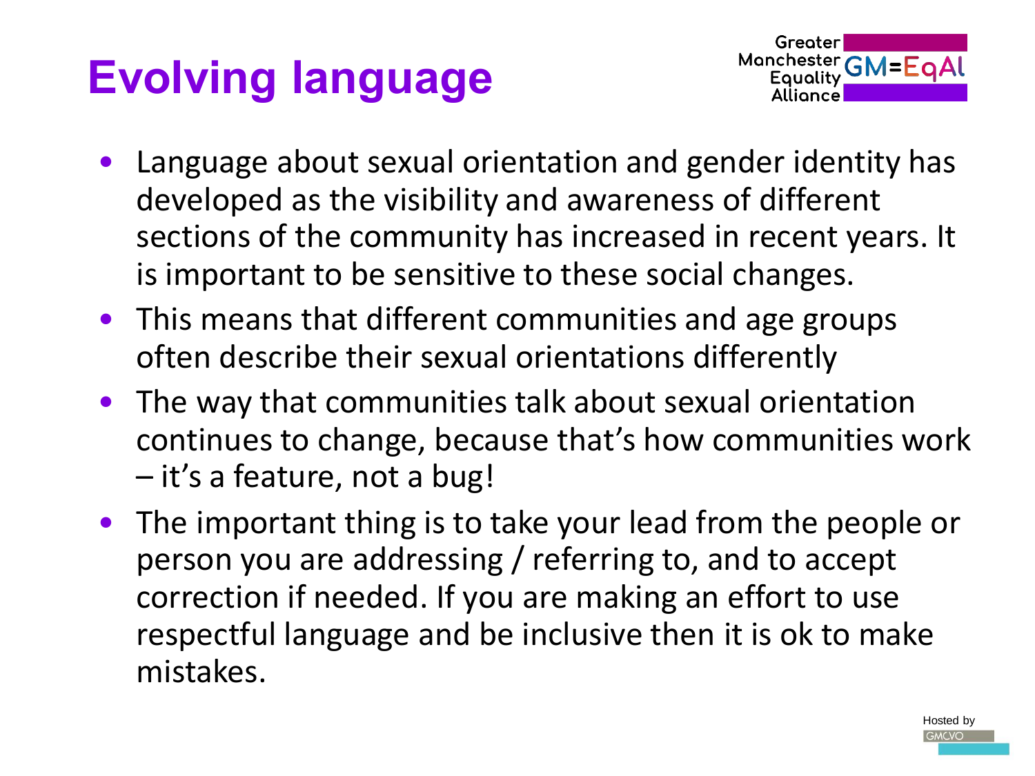# Evolving language

- Language about sexual orientation and gender identity has developed as the visibility and awareness of different sections of the community has increased in recent years. It is important to be sensitive to these social changes.
- This means that different communities and age groups often describe their sexual orientations differently
- The way that communities talk about sexual orientation continues to change, because that's how communities work – it's a feature, not a bug!
- The important thing is to take your lead from the people or person you are addressing / referring to, and to accept correction if needed. If you are making an effort to use respectful language and be inclusive then it is ok to make mistakes.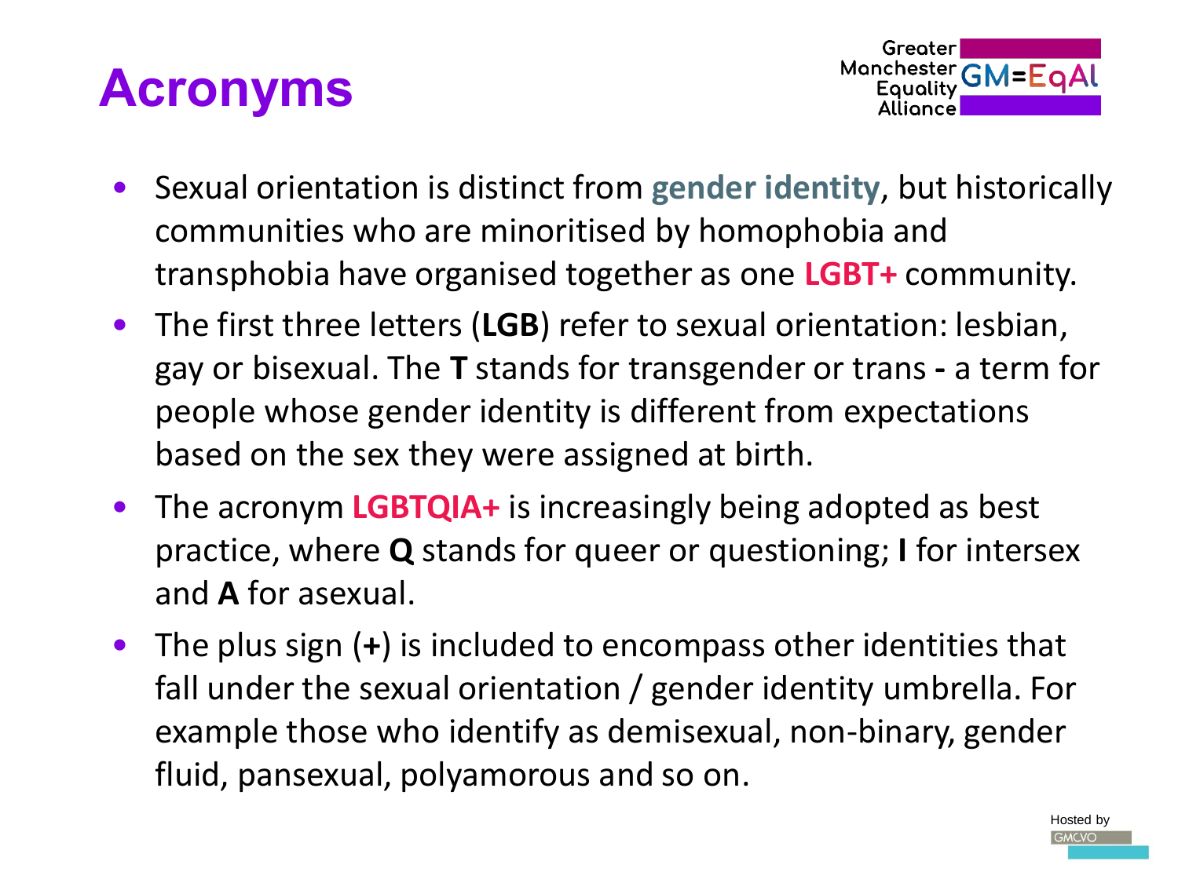# Acronyms

- Sexual orientation is distinct from **gender identity**, but historically communities who are minoritised by homophobia and transphobia have organised together as one **LGBT+** community.
- The first three letters (**LGB**) refer to sexual orientation: lesbian, gay or bisexual. The **T** stands for transgender or trans **-** a term for people whose gender identity is different from expectations based on the sex they were assigned at birth.
- The acronym **LGBTQIA+** is increasingly being adopted as best practice, where **Q** stands for queer or questioning; **I** for intersex and **A** for asexual.
- The plus sign (**+**) is included to encompass other identities that fall under the sexual orientation / gender identity umbrella. For example those who identify as demisexual, non-binary, gender fluid, pansexual, polyamorous and so on.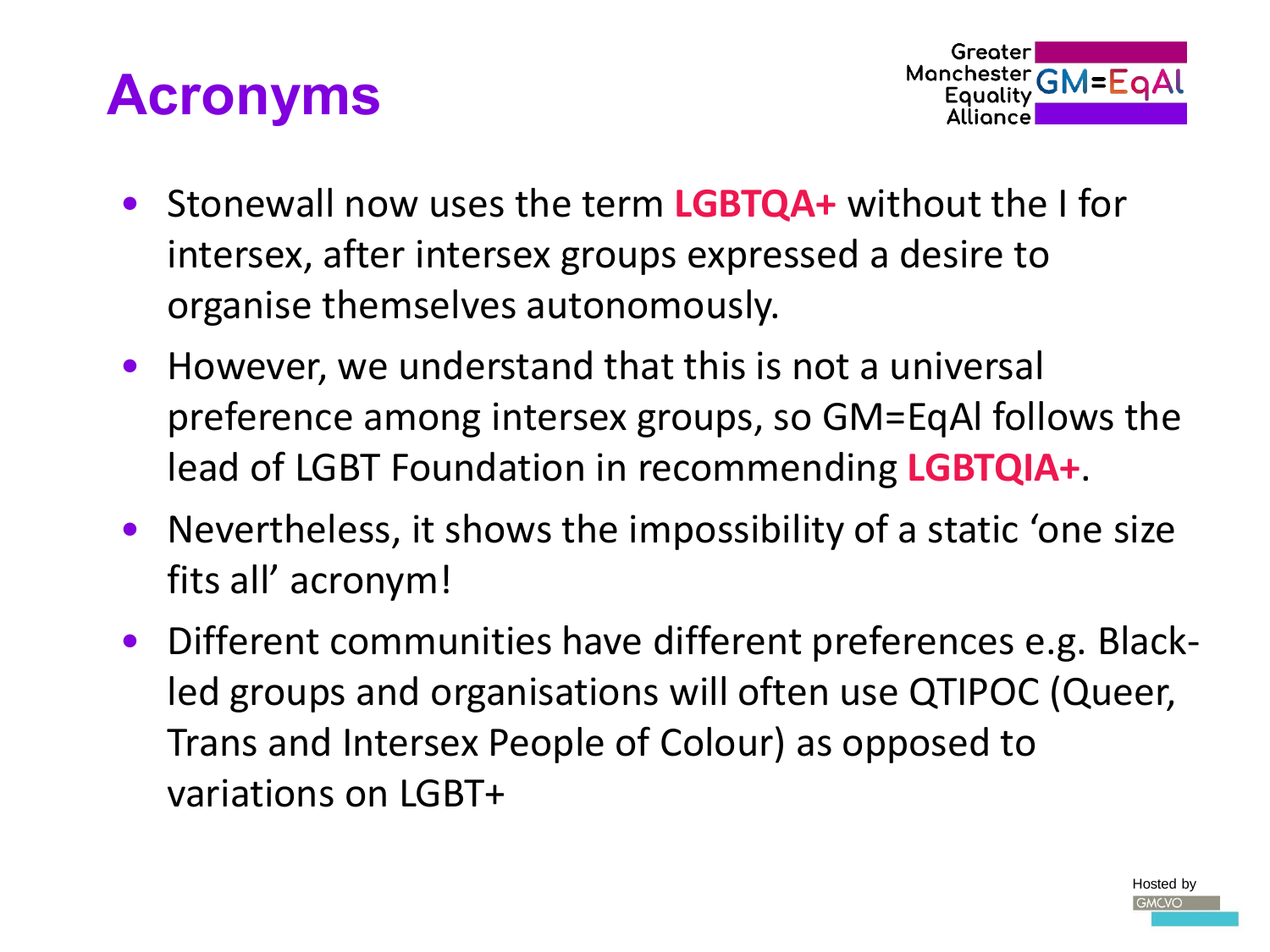# Acronyms

- Stonewall now uses the term **LGBTQA+** without the I for intersex, after intersex groups expressed a desire to organise themselves autonomously.
- However, we understand that this is not a universal preference among intersex groups, so GM=EqAl follows the lead of LGBT Foundation in recommending **LGBTQIA+**.
- Nevertheless, it shows the impossibility of a static 'one size fits all' acronym!
- Different communities have different preferences e.g. Black-led groups and organisations will often use QTIPOC (Queer, Trans and Intersex People of Colour) as opposed to variations on LGBT+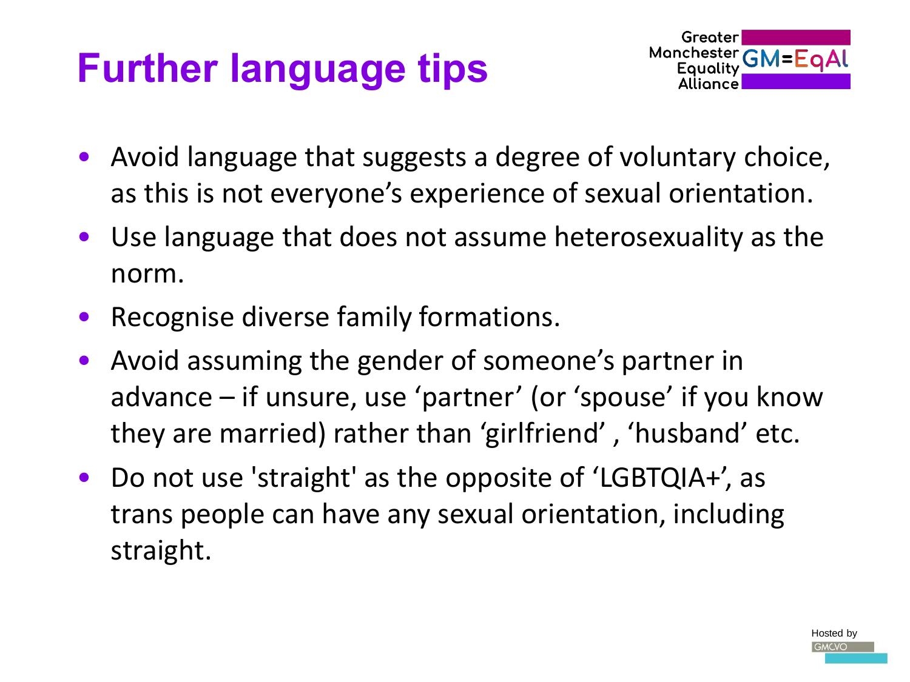# Further language tips

- Avoid language that suggests a degree of voluntary choice, as this is not everyone's experience of sexual orientation.
- Use language that does not assume heterosexuality as the norm.
- Recognise diverse family formations.
- Avoid assuming the gender of someone's partner in advance – if unsure, use 'partner' (or 'spouse' if you know they are married) rather than 'girlfriend' , 'husband' etc.
- Do not use 'straight' as the opposite of 'LGBTQIA+', as trans people can have any sexual orientation, including straight.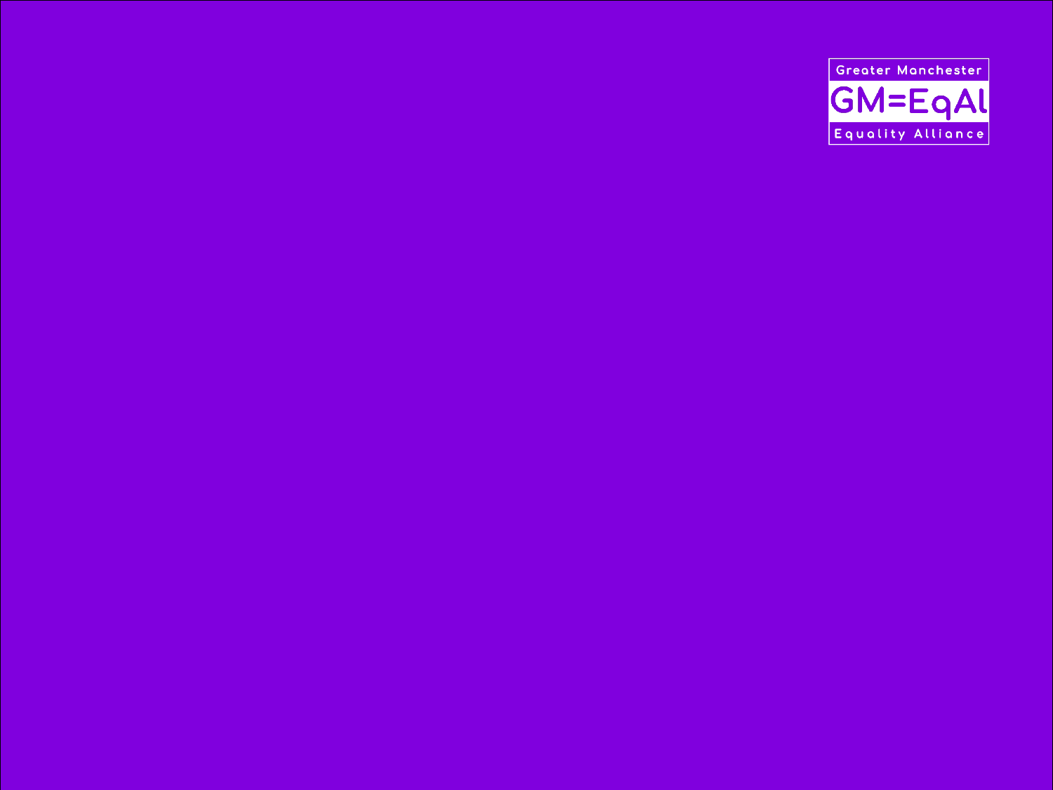Greater Manchester

GM=EqAl

Equality Alliance